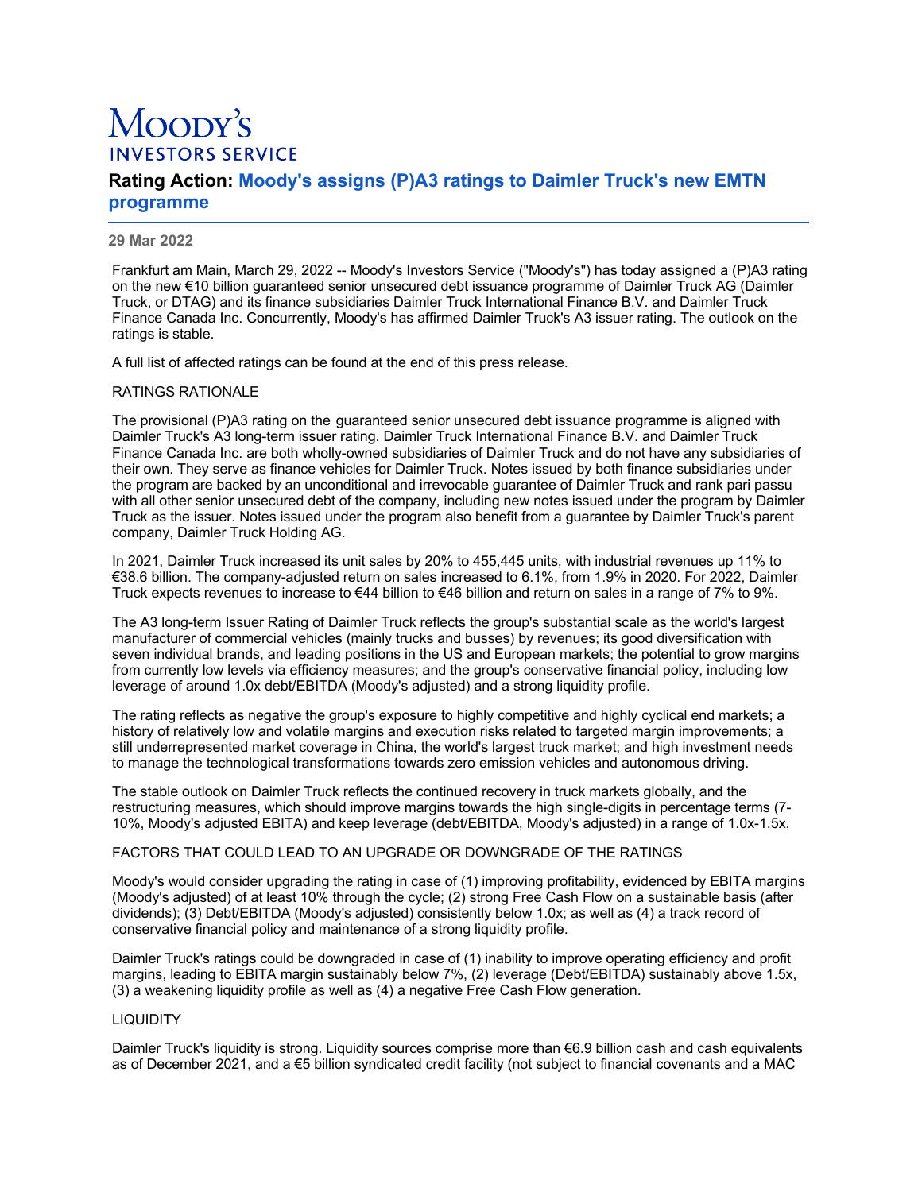# Moody's INVESTORS SERVICE

## Rating Action: Moody's assigns (P)A3 ratings to Daimler Truck's new EMTN programme

**29 Mar 2022**

Frankfurt am Main, March 29, 2022 -- Moody's Investors Service ("Moody's") has today assigned a (P)A3 rating on the new €10 billion guaranteed senior unsecured debt issuance programme of Daimler Truck AG (Daimler Truck, or DTAG) and its finance subsidiaries Daimler Truck International Finance B.V. and Daimler Truck Finance Canada Inc. Concurrently, Moody's has affirmed Daimler Truck's A3 issuer rating. The outlook on the ratings is stable.

A full list of affected ratings can be found at the end of this press release.

RATINGS RATIONALE

The provisional (P)A3 rating on the guaranteed senior unsecured debt issuance programme is aligned with Daimler Truck's A3 long-term issuer rating. Daimler Truck International Finance B.V. and Daimler Truck Finance Canada Inc. are both wholly-owned subsidiaries of Daimler Truck and do not have any subsidiaries of their own. They serve as finance vehicles for Daimler Truck. Notes issued by both finance subsidiaries under the program are backed by an unconditional and irrevocable guarantee of Daimler Truck and rank pari passu with all other senior unsecured debt of the company, including new notes issued under the program by Daimler Truck as the issuer. Notes issued under the program also benefit from a guarantee by Daimler Truck's parent company, Daimler Truck Holding AG.

In 2021, Daimler Truck increased its unit sales by 20% to 455,445 units, with industrial revenues up 11% to €38.6 billion. The company-adjusted return on sales increased to 6.1%, from 1.9% in 2020. For 2022, Daimler Truck expects revenues to increase to €44 billion to €46 billion and return on sales in a range of 7% to 9%.

The A3 long-term Issuer Rating of Daimler Truck reflects the group's substantial scale as the world's largest manufacturer of commercial vehicles (mainly trucks and busses) by revenues; its good diversification with seven individual brands, and leading positions in the US and European markets; the potential to grow margins from currently low levels via efficiency measures; and the group's conservative financial policy, including low leverage of around 1.0x debt/EBITDA (Moody's adjusted) and a strong liquidity profile.

The rating reflects as negative the group's exposure to highly competitive and highly cyclical end markets; a history of relatively low and volatile margins and execution risks related to targeted margin improvements; a still underrepresented market coverage in China, the world's largest truck market; and high investment needs to manage the technological transformations towards zero emission vehicles and autonomous driving.

The stable outlook on Daimler Truck reflects the continued recovery in truck markets globally, and the restructuring measures, which should improve margins towards the high single-digits in percentage terms (7-10%, Moody's adjusted EBITA) and keep leverage (debt/EBITDA, Moody's adjusted) in a range of 1.0x-1.5x.

FACTORS THAT COULD LEAD TO AN UPGRADE OR DOWNGRADE OF THE RATINGS

Moody's would consider upgrading the rating in case of (1) improving profitability, evidenced by EBITA margins (Moody's adjusted) of at least 10% through the cycle; (2) strong Free Cash Flow on a sustainable basis (after dividends); (3) Debt/EBITDA (Moody's adjusted) consistently below 1.0x; as well as (4) a track record of conservative financial policy and maintenance of a strong liquidity profile.

Daimler Truck's ratings could be downgraded in case of (1) inability to improve operating efficiency and profit margins, leading to EBITA margin sustainably below 7%, (2) leverage (Debt/EBITDA) sustainably above 1.5x, (3) a weakening liquidity profile as well as (4) a negative Free Cash Flow generation.

LIQUIDITY

Daimler Truck's liquidity is strong. Liquidity sources comprise more than €6.9 billion cash and cash equivalents as of December 2021, and a €5 billion syndicated credit facility (not subject to financial covenants and a MAC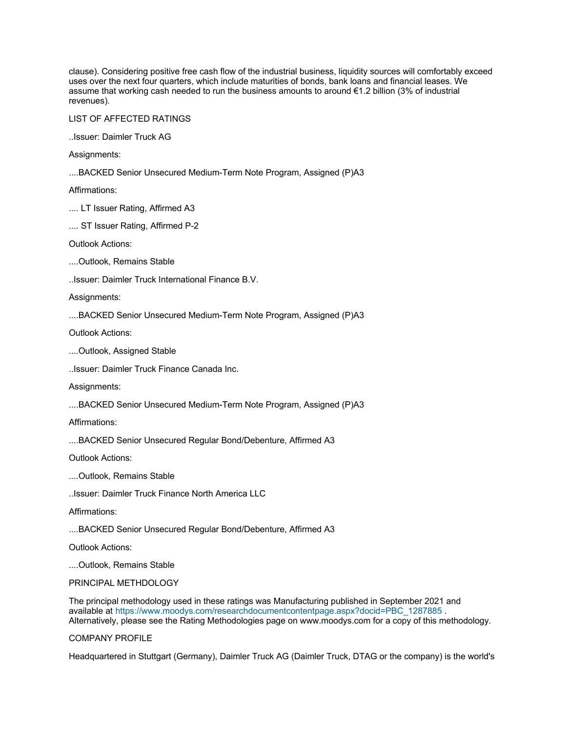clause). Considering positive free cash flow of the industrial business, liquidity sources will comfortably exceed uses over the next four quarters, which include maturities of bonds, bank loans and financial leases. We assume that working cash needed to run the business amounts to around €1.2 billion (3% of industrial revenues).

LIST OF AFFECTED RATINGS

..Issuer: Daimler Truck AG

Assignments:

....BACKED Senior Unsecured Medium-Term Note Program, Assigned (P)A3

Affirmations:

.... LT Issuer Rating, Affirmed A3

.... ST Issuer Rating, Affirmed P-2

Outlook Actions:

....Outlook, Remains Stable

..Issuer: Daimler Truck International Finance B.V.

Assignments:

....BACKED Senior Unsecured Medium-Term Note Program, Assigned (P)A3

Outlook Actions:

....Outlook, Assigned Stable

..Issuer: Daimler Truck Finance Canada Inc.

Assignments:

....BACKED Senior Unsecured Medium-Term Note Program, Assigned (P)A3

Affirmations:

....BACKED Senior Unsecured Regular Bond/Debenture, Affirmed A3

Outlook Actions:

....Outlook, Remains Stable

..Issuer: Daimler Truck Finance North America LLC

Affirmations:

....BACKED Senior Unsecured Regular Bond/Debenture, Affirmed A3

Outlook Actions:

....Outlook, Remains Stable

PRINCIPAL METHODOLOGY

The principal methodology used in these ratings was Manufacturing published in September 2021 and available at https://www.moodys.com/researchdocumentcontentpage.aspx?docid=PBC_1287885 . Alternatively, please see the Rating Methodologies page on www.moodys.com for a copy of this methodology.

COMPANY PROFILE

Headquartered in Stuttgart (Germany), Daimler Truck AG (Daimler Truck, DTAG or the company) is the world's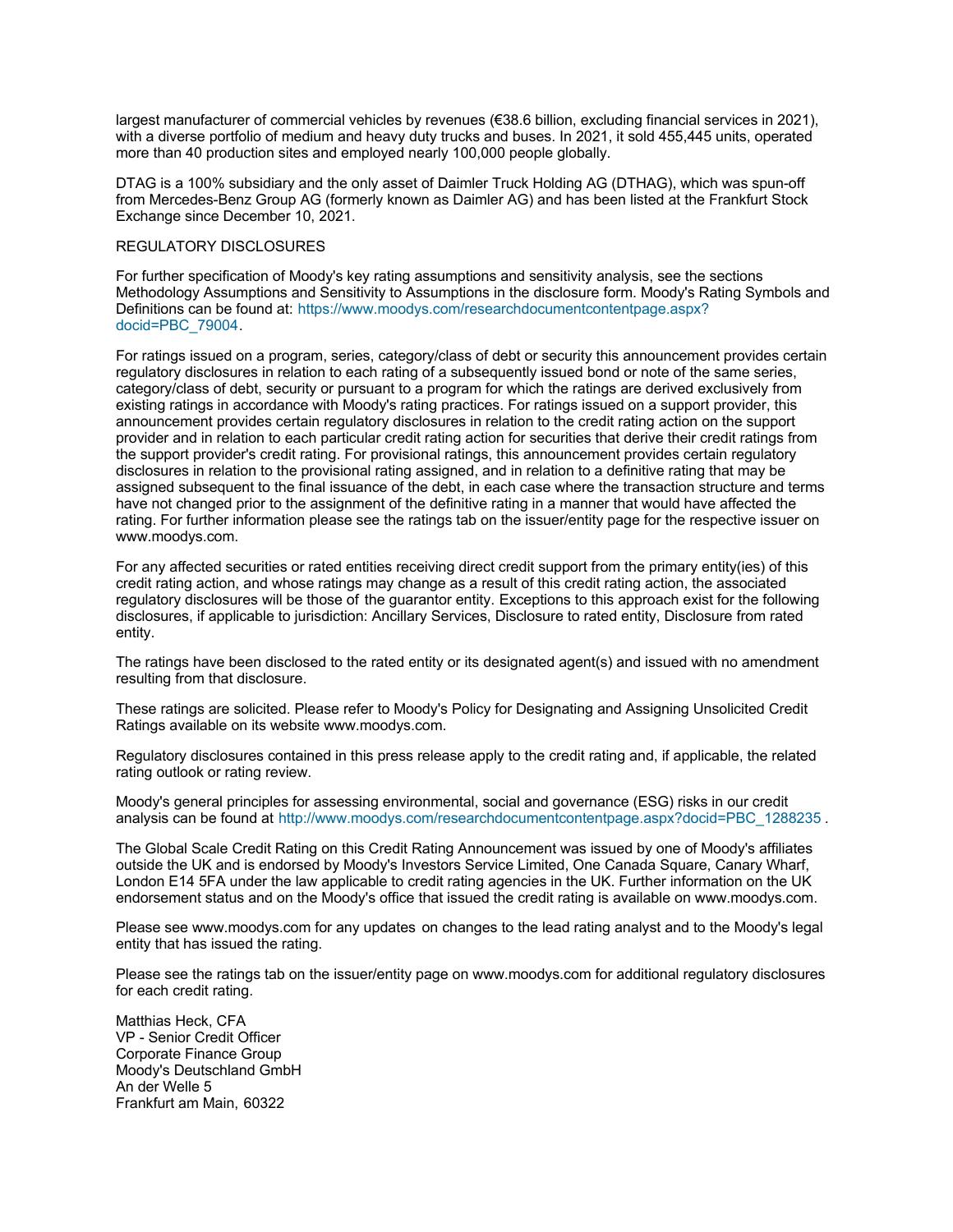largest manufacturer of commercial vehicles by revenues (€38.6 billion, excluding financial services in 2021), with a diverse portfolio of medium and heavy duty trucks and buses. In 2021, it sold 455,445 units, operated more than 40 production sites and employed nearly 100,000 people globally.

DTAG is a 100% subsidiary and the only asset of Daimler Truck Holding AG (DTHAG), which was spun-off from Mercedes-Benz Group AG (formerly known as Daimler AG) and has been listed at the Frankfurt Stock Exchange since December 10, 2021.

REGULATORY DISCLOSURES

For further specification of Moody's key rating assumptions and sensitivity analysis, see the sections Methodology Assumptions and Sensitivity to Assumptions in the disclosure form. Moody's Rating Symbols and Definitions can be found at: https://www.moodys.com/researchdocumentcontentpage.aspx?docid=PBC_79004.

For ratings issued on a program, series, category/class of debt or security this announcement provides certain regulatory disclosures in relation to each rating of a subsequently issued bond or note of the same series, category/class of debt, security or pursuant to a program for which the ratings are derived exclusively from existing ratings in accordance with Moody's rating practices. For ratings issued on a support provider, this announcement provides certain regulatory disclosures in relation to the credit rating action on the support provider and in relation to each particular credit rating action for securities that derive their credit ratings from the support provider's credit rating. For provisional ratings, this announcement provides certain regulatory disclosures in relation to the provisional rating assigned, and in relation to a definitive rating that may be assigned subsequent to the final issuance of the debt, in each case where the transaction structure and terms have not changed prior to the assignment of the definitive rating in a manner that would have affected the rating. For further information please see the ratings tab on the issuer/entity page for the respective issuer on www.moodys.com.

For any affected securities or rated entities receiving direct credit support from the primary entity(ies) of this credit rating action, and whose ratings may change as a result of this credit rating action, the associated regulatory disclosures will be those of the guarantor entity. Exceptions to this approach exist for the following disclosures, if applicable to jurisdiction: Ancillary Services, Disclosure to rated entity, Disclosure from rated entity.

The ratings have been disclosed to the rated entity or its designated agent(s) and issued with no amendment resulting from that disclosure.

These ratings are solicited. Please refer to Moody's Policy for Designating and Assigning Unsolicited Credit Ratings available on its website www.moodys.com.

Regulatory disclosures contained in this press release apply to the credit rating and, if applicable, the related rating outlook or rating review.

Moody's general principles for assessing environmental, social and governance (ESG) risks in our credit analysis can be found at http://www.moodys.com/researchdocumentcontentpage.aspx?docid=PBC_1288235 .

The Global Scale Credit Rating on this Credit Rating Announcement was issued by one of Moody's affiliates outside the UK and is endorsed by Moody's Investors Service Limited, One Canada Square, Canary Wharf, London E14 5FA under the law applicable to credit rating agencies in the UK. Further information on the UK endorsement status and on the Moody's office that issued the credit rating is available on www.moodys.com.

Please see www.moodys.com for any updates on changes to the lead rating analyst and to the Moody's legal entity that has issued the rating.

Please see the ratings tab on the issuer/entity page on www.moodys.com for additional regulatory disclosures for each credit rating.

Matthias Heck, CFA  
VP - Senior Credit Officer  
Corporate Finance Group  
Moody's Deutschland GmbH  
An der Welle 5  
Frankfurt am Main, 60322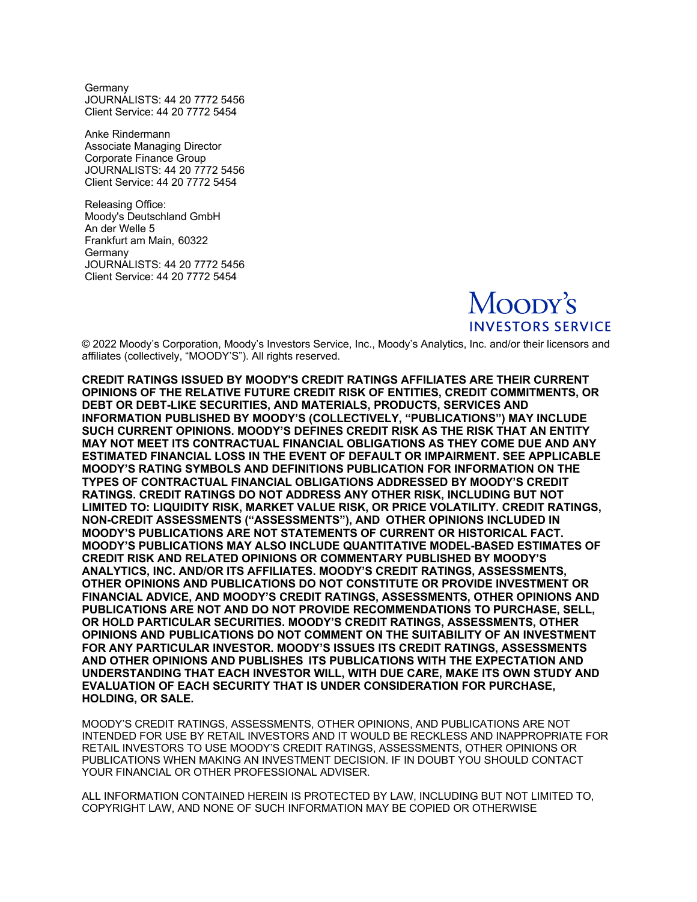Germany
JOURNALISTS: 44 20 7772 5456
Client Service: 44 20 7772 5454

Anke Rindermann
Associate Managing Director
Corporate Finance Group
JOURNALISTS: 44 20 7772 5456
Client Service: 44 20 7772 5454

Releasing Office:
Moody's Deutschland GmbH
An der Welle 5
Frankfurt am Main, 60322
Germany
JOURNALISTS: 44 20 7772 5456
Client Service: 44 20 7772 5454

MOODY'S INVESTORS SERVICE

© 2022 Moody's Corporation, Moody's Investors Service, Inc., Moody's Analytics, Inc. and/or their licensors and affiliates (collectively, "MOODY'S"). All rights reserved.

**CREDIT RATINGS ISSUED BY MOODY'S CREDIT RATINGS AFFILIATES ARE THEIR CURRENT OPINIONS OF THE RELATIVE FUTURE CREDIT RISK OF ENTITIES, CREDIT COMMITMENTS, OR DEBT OR DEBT-LIKE SECURITIES, AND MATERIALS, PRODUCTS, SERVICES AND INFORMATION PUBLISHED BY MOODY'S (COLLECTIVELY, "PUBLICATIONS") MAY INCLUDE SUCH CURRENT OPINIONS. MOODY'S DEFINES CREDIT RISK AS THE RISK THAT AN ENTITY MAY NOT MEET ITS CONTRACTUAL FINANCIAL OBLIGATIONS AS THEY COME DUE AND ANY ESTIMATED FINANCIAL LOSS IN THE EVENT OF DEFAULT OR IMPAIRMENT. SEE APPLICABLE MOODY'S RATING SYMBOLS AND DEFINITIONS PUBLICATION FOR INFORMATION ON THE TYPES OF CONTRACTUAL FINANCIAL OBLIGATIONS ADDRESSED BY MOODY'S CREDIT RATINGS. CREDIT RATINGS DO NOT ADDRESS ANY OTHER RISK, INCLUDING BUT NOT LIMITED TO: LIQUIDITY RISK, MARKET VALUE RISK, OR PRICE VOLATILITY. CREDIT RATINGS, NON-CREDIT ASSESSMENTS ("ASSESSMENTS"), AND OTHER OPINIONS INCLUDED IN MOODY'S PUBLICATIONS ARE NOT STATEMENTS OF CURRENT OR HISTORICAL FACT. MOODY'S PUBLICATIONS MAY ALSO INCLUDE QUANTITATIVE MODEL-BASED ESTIMATES OF CREDIT RISK AND RELATED OPINIONS OR COMMENTARY PUBLISHED BY MOODY'S ANALYTICS, INC. AND/OR ITS AFFILIATES. MOODY'S CREDIT RATINGS, ASSESSMENTS, OTHER OPINIONS AND PUBLICATIONS DO NOT CONSTITUTE OR PROVIDE INVESTMENT OR FINANCIAL ADVICE, AND MOODY'S CREDIT RATINGS, ASSESSMENTS, OTHER OPINIONS AND PUBLICATIONS ARE NOT AND DO NOT PROVIDE RECOMMENDATIONS TO PURCHASE, SELL, OR HOLD PARTICULAR SECURITIES. MOODY'S CREDIT RATINGS, ASSESSMENTS, OTHER OPINIONS AND PUBLICATIONS DO NOT COMMENT ON THE SUITABILITY OF AN INVESTMENT FOR ANY PARTICULAR INVESTOR. MOODY'S ISSUES ITS CREDIT RATINGS, ASSESSMENTS AND OTHER OPINIONS AND PUBLISHES ITS PUBLICATIONS WITH THE EXPECTATION AND UNDERSTANDING THAT EACH INVESTOR WILL, WITH DUE CARE, MAKE ITS OWN STUDY AND EVALUATION OF EACH SECURITY THAT IS UNDER CONSIDERATION FOR PURCHASE, HOLDING, OR SALE.**

MOODY'S CREDIT RATINGS, ASSESSMENTS, OTHER OPINIONS, AND PUBLICATIONS ARE NOT INTENDED FOR USE BY RETAIL INVESTORS AND IT WOULD BE RECKLESS AND INAPPROPRIATE FOR RETAIL INVESTORS TO USE MOODY'S CREDIT RATINGS, ASSESSMENTS, OTHER OPINIONS OR PUBLICATIONS WHEN MAKING AN INVESTMENT DECISION. IF IN DOUBT YOU SHOULD CONTACT YOUR FINANCIAL OR OTHER PROFESSIONAL ADVISER.

ALL INFORMATION CONTAINED HEREIN IS PROTECTED BY LAW, INCLUDING BUT NOT LIMITED TO, COPYRIGHT LAW, AND NONE OF SUCH INFORMATION MAY BE COPIED OR OTHERWISE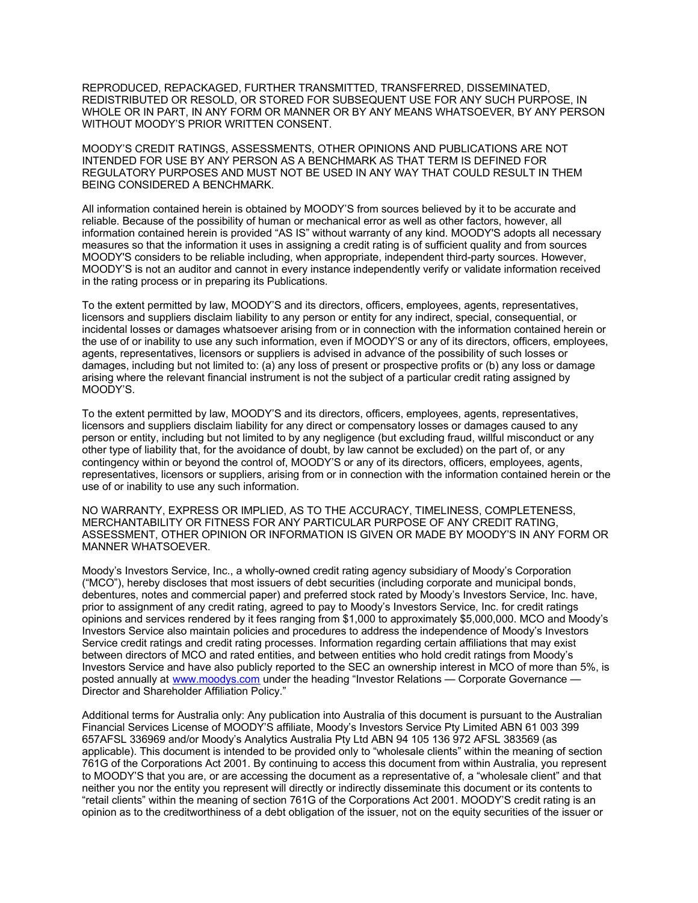REPRODUCED, REPACKAGED, FURTHER TRANSMITTED, TRANSFERRED, DISSEMINATED, REDISTRIBUTED OR RESOLD, OR STORED FOR SUBSEQUENT USE FOR ANY SUCH PURPOSE, IN WHOLE OR IN PART, IN ANY FORM OR MANNER OR BY ANY MEANS WHATSOEVER, BY ANY PERSON WITHOUT MOODY'S PRIOR WRITTEN CONSENT.

MOODY'S CREDIT RATINGS, ASSESSMENTS, OTHER OPINIONS AND PUBLICATIONS ARE NOT INTENDED FOR USE BY ANY PERSON AS A BENCHMARK AS THAT TERM IS DEFINED FOR REGULATORY PURPOSES AND MUST NOT BE USED IN ANY WAY THAT COULD RESULT IN THEM BEING CONSIDERED A BENCHMARK.

All information contained herein is obtained by MOODY'S from sources believed by it to be accurate and reliable. Because of the possibility of human or mechanical error as well as other factors, however, all information contained herein is provided "AS IS" without warranty of any kind. MOODY'S adopts all necessary measures so that the information it uses in assigning a credit rating is of sufficient quality and from sources MOODY'S considers to be reliable including, when appropriate, independent third-party sources. However, MOODY'S is not an auditor and cannot in every instance independently verify or validate information received in the rating process or in preparing its Publications.

To the extent permitted by law, MOODY'S and its directors, officers, employees, agents, representatives, licensors and suppliers disclaim liability to any person or entity for any indirect, special, consequential, or incidental losses or damages whatsoever arising from or in connection with the information contained herein or the use of or inability to use any such information, even if MOODY'S or any of its directors, officers, employees, agents, representatives, licensors or suppliers is advised in advance of the possibility of such losses or damages, including but not limited to: (a) any loss of present or prospective profits or (b) any loss or damage arising where the relevant financial instrument is not the subject of a particular credit rating assigned by MOODY'S.

To the extent permitted by law, MOODY'S and its directors, officers, employees, agents, representatives, licensors and suppliers disclaim liability for any direct or compensatory losses or damages caused to any person or entity, including but not limited to by any negligence (but excluding fraud, willful misconduct or any other type of liability that, for the avoidance of doubt, by law cannot be excluded) on the part of, or any contingency within or beyond the control of, MOODY'S or any of its directors, officers, employees, agents, representatives, licensors or suppliers, arising from or in connection with the information contained herein or the use of or inability to use any such information.

NO WARRANTY, EXPRESS OR IMPLIED, AS TO THE ACCURACY, TIMELINESS, COMPLETENESS, MERCHANTABILITY OR FITNESS FOR ANY PARTICULAR PURPOSE OF ANY CREDIT RATING, ASSESSMENT, OTHER OPINION OR INFORMATION IS GIVEN OR MADE BY MOODY'S IN ANY FORM OR MANNER WHATSOEVER.

Moody's Investors Service, Inc., a wholly-owned credit rating agency subsidiary of Moody's Corporation ("MCO"), hereby discloses that most issuers of debt securities (including corporate and municipal bonds, debentures, notes and commercial paper) and preferred stock rated by Moody's Investors Service, Inc. have, prior to assignment of any credit rating, agreed to pay to Moody's Investors Service, Inc. for credit ratings opinions and services rendered by it fees ranging from $1,000 to approximately $5,000,000. MCO and Moody's Investors Service also maintain policies and procedures to address the independence of Moody's Investors Service credit ratings and credit rating processes. Information regarding certain affiliations that may exist between directors of MCO and rated entities, and between entities who hold credit ratings from Moody's Investors Service and have also publicly reported to the SEC an ownership interest in MCO of more than 5%, is posted annually at [www.moodys.com](http://www.moodys.com) under the heading "Investor Relations — Corporate Governance — Director and Shareholder Affiliation Policy."

Additional terms for Australia only: Any publication into Australia of this document is pursuant to the Australian Financial Services License of MOODY'S affiliate, Moody's Investors Service Pty Limited ABN 61 003 399 657AFSL 336969 and/or Moody's Analytics Australia Pty Ltd ABN 94 105 136 972 AFSL 383569 (as applicable). This document is intended to be provided only to "wholesale clients" within the meaning of section 761G of the Corporations Act 2001. By continuing to access this document from within Australia, you represent to MOODY'S that you are, or are accessing the document as a representative of, a "wholesale client" and that neither you nor the entity you represent will directly or indirectly disseminate this document or its contents to "retail clients" within the meaning of section 761G of the Corporations Act 2001. MOODY'S credit rating is an opinion as to the creditworthiness of a debt obligation of the issuer, not on the equity securities of the issuer or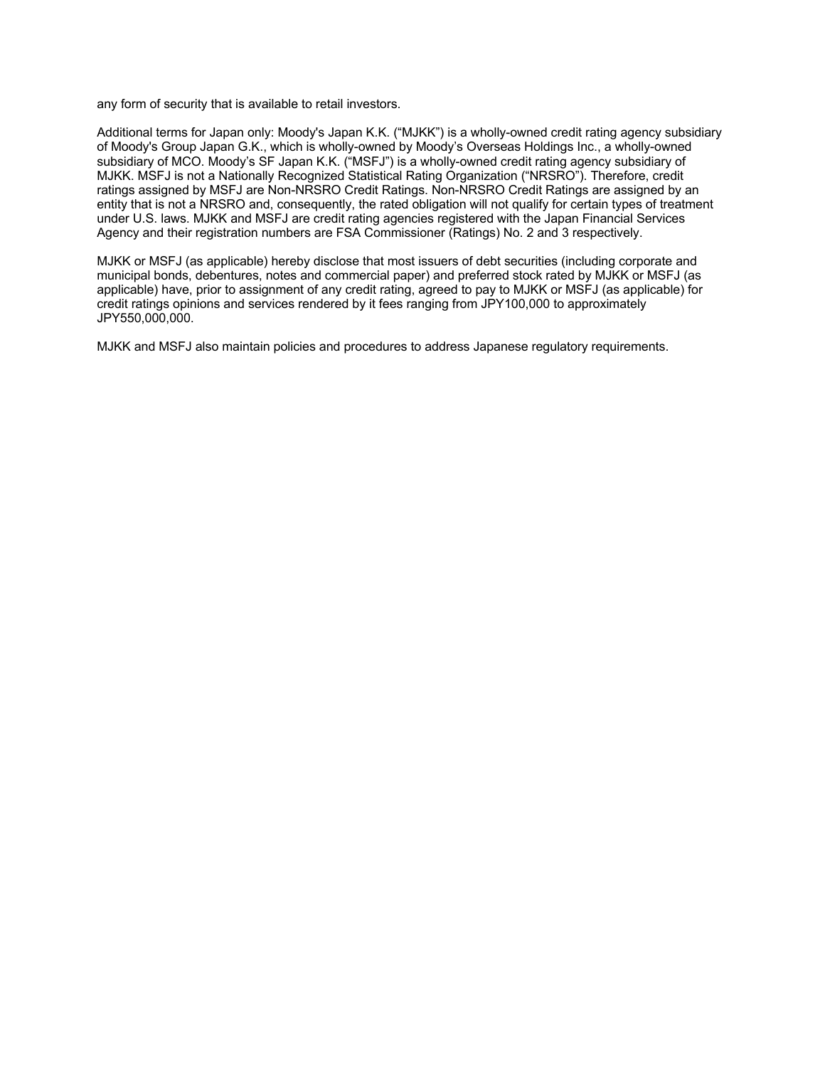any form of security that is available to retail investors.

Additional terms for Japan only: Moody's Japan K.K. (“MJKK”) is a wholly-owned credit rating agency subsidiary of Moody's Group Japan G.K., which is wholly-owned by Moody’s Overseas Holdings Inc., a wholly-owned subsidiary of MCO. Moody’s SF Japan K.K. (“MSFJ”) is a wholly-owned credit rating agency subsidiary of MJKK. MSFJ is not a Nationally Recognized Statistical Rating Organization (“NRSRO”). Therefore, credit ratings assigned by MSFJ are Non-NRSRO Credit Ratings. Non-NRSRO Credit Ratings are assigned by an entity that is not a NRSRO and, consequently, the rated obligation will not qualify for certain types of treatment under U.S. laws. MJKK and MSFJ are credit rating agencies registered with the Japan Financial Services Agency and their registration numbers are FSA Commissioner (Ratings) No. 2 and 3 respectively.

MJKK or MSFJ (as applicable) hereby disclose that most issuers of debt securities (including corporate and municipal bonds, debentures, notes and commercial paper) and preferred stock rated by MJKK or MSFJ (as applicable) have, prior to assignment of any credit rating, agreed to pay to MJKK or MSFJ (as applicable) for credit ratings opinions and services rendered by it fees ranging from JPY100,000 to approximately JPY550,000,000.

MJKK and MSFJ also maintain policies and procedures to address Japanese regulatory requirements.